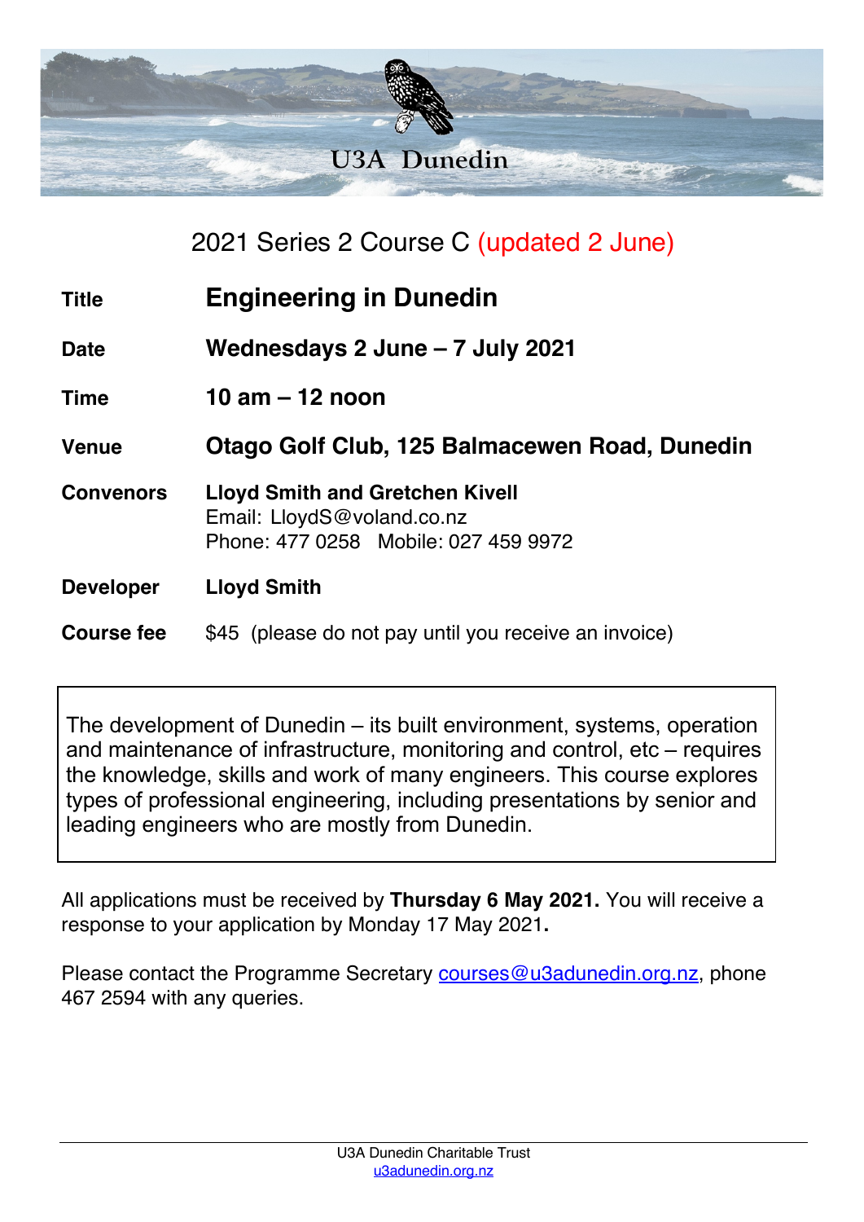# U3A Dunedin

## 2021 Series 2 Course C (updated 2 June)

| | |
|---|---|
| **Title** | **Engineering in Dunedin** |
| **Date** | **Wednesdays 2 June – 7 July 2021** |
| **Time** | **10 am – 12 noon** |
| **Venue** | **Otago Golf Club, 125 Balmacewen Road, Dunedin** |
| **Convenors** | **Lloyd Smith and Gretchen Kivell**<br>Email: LloydS@voland.co.nz<br>Phone: 477 0258 Mobile: 027 459 9972 |
| **Developer** | **Lloyd Smith** |
| **Course fee** | $45 (please do not pay until you receive an invoice) |

The development of Dunedin – its built environment, systems, operation and maintenance of infrastructure, monitoring and control, etc – requires the knowledge, skills and work of many engineers. This course explores types of professional engineering, including presentations by senior and leading engineers who are mostly from Dunedin.

All applications must be received by **Thursday 6 May 2021.** You will receive a response to your application by Monday 17 May 2021**.**

Please contact the Programme Secretary courses@u3adunedin.org.nz, phone 467 2594 with any queries.

U3A Dunedin Charitable Trust
u3adunedin.org.nz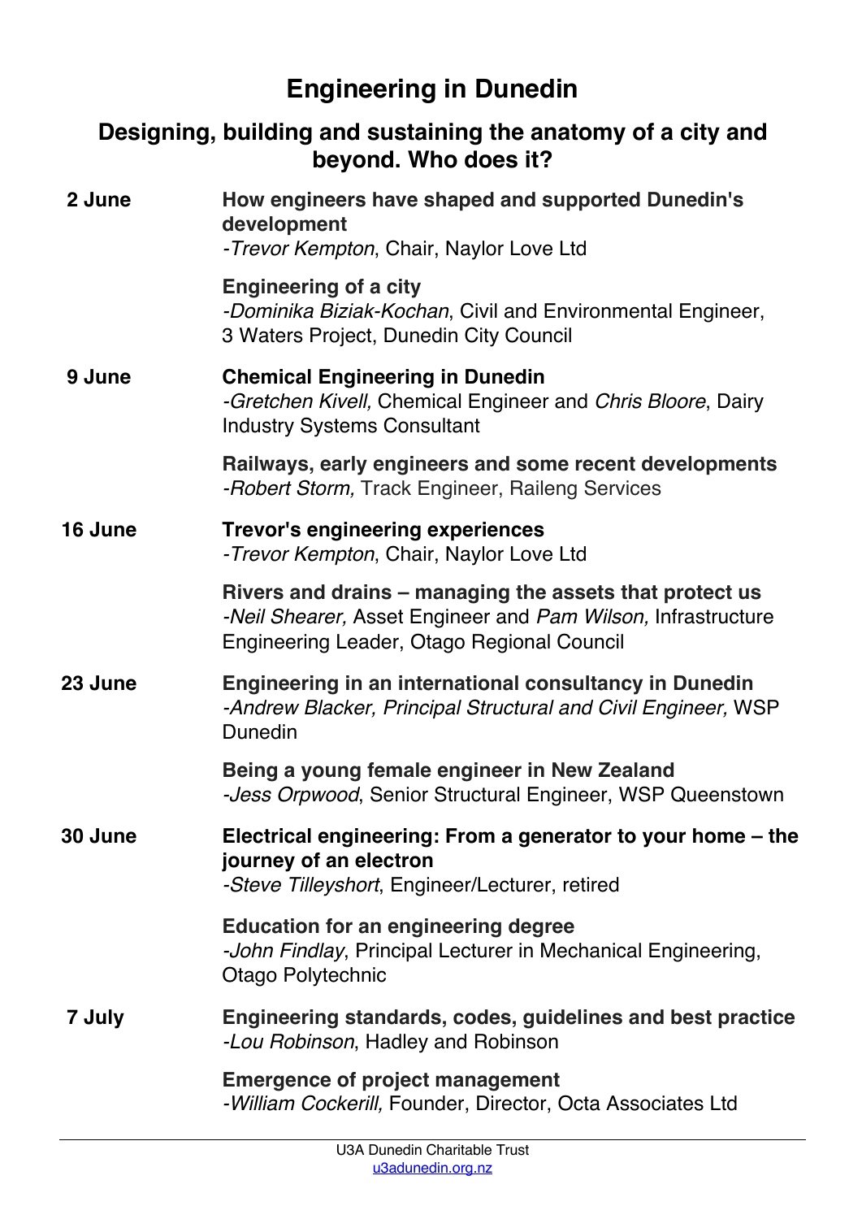# Engineering in Dunedin

## Designing, building and sustaining the anatomy of a city and beyond. Who does it?

**2 June**

**How engineers have shaped and supported Dunedin's development**
-*Trevor Kempton*, Chair, Naylor Love Ltd

**Engineering of a city**
-*Dominika Biziak-Kochan*, Civil and Environmental Engineer, 3 Waters Project, Dunedin City Council

**9 June**

**Chemical Engineering in Dunedin**
-*Gretchen Kivell,* Chemical Engineer and *Chris Bloore*, Dairy Industry Systems Consultant

**Railways, early engineers and some recent developments**
-*Robert Storm,* Track Engineer, Raileng Services

**16 June**

**Trevor's engineering experiences**
-*Trevor Kempton*, Chair, Naylor Love Ltd

**Rivers and drains – managing the assets that protect us**
-*Neil Shearer,* Asset Engineer and *Pam Wilson,* Infrastructure Engineering Leader, Otago Regional Council

**23 June**

**Engineering in an international consultancy in Dunedin**
-*Andrew Blacker, Principal Structural and Civil Engineer,* WSP Dunedin

**Being a young female engineer in New Zealand**
-*Jess Orpwood*, Senior Structural Engineer, WSP Queenstown

**30 June**

**Electrical engineering: From a generator to your home – the journey of an electron**
-*Steve Tilleyshort*, Engineer/Lecturer, retired

**Education for an engineering degree**
-*John Findlay*, Principal Lecturer in Mechanical Engineering, Otago Polytechnic

**7 July**

**Engineering standards, codes, guidelines and best practice**
-*Lou Robinson*, Hadley and Robinson

**Emergence of project management**
-*William Cockerill,* Founder, Director, Octa Associates Ltd

U3A Dunedin Charitable Trust
u3adunedin.org.nz